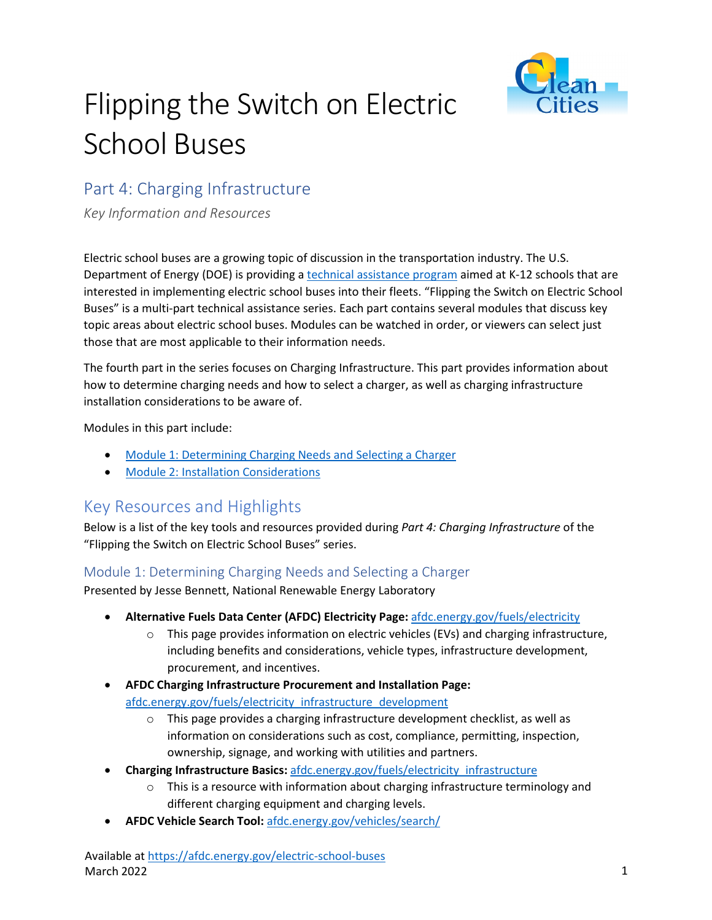# Flipping the Switch on Electric School Buses

## Part 4: Charging Infrastructure

*Key Information and Resources*

Electric school buses are a growing topic of discussion in the transportation industry. The U.S. Department of Energy (DOE) is providing a [technical assistance program](#) aimed at K-12 schools that are interested in implementing electric school buses into their fleets. "Flipping the Switch on Electric School Buses" is a multi-part technical assistance series. Each part contains several modules that discuss key topic areas about electric school buses. Modules can be watched in order, or viewers can select just those that are most applicable to their information needs.

The fourth part in the series focuses on Charging Infrastructure. This part provides information about how to determine charging needs and how to select a charger, as well as charging infrastructure installation considerations to be aware of.

Modules in this part include:

- [Module 1: Determining Charging Needs and Selecting a Charger](#)
- [Module 2: Installation Considerations](#)

## Key Resources and Highlights

Below is a list of the key tools and resources provided during *Part 4: Charging Infrastructure* of the "Flipping the Switch on Electric School Buses" series.

### Module 1: Determining Charging Needs and Selecting a Charger

Presented by Jesse Bennett, National Renewable Energy Laboratory

- **Alternative Fuels Data Center (AFDC) Electricity Page:** afdc.energy.gov/fuels/electricity
  - This page provides information on electric vehicles (EVs) and charging infrastructure, including benefits and considerations, vehicle types, infrastructure development, procurement, and incentives.
- **AFDC Charging Infrastructure Procurement and Installation Page:** afdc.energy.gov/fuels/electricity_infrastructure_development
  - This page provides a charging infrastructure development checklist, as well as information on considerations such as cost, compliance, permitting, inspection, ownership, signage, and working with utilities and partners.
- **Charging Infrastructure Basics:** afdc.energy.gov/fuels/electricity_infrastructure
  - This is a resource with information about charging infrastructure terminology and different charging equipment and charging levels.
- **AFDC Vehicle Search Tool:** afdc.energy.gov/vehicles/search/

Available at https://afdc.energy.gov/electric-school-buses
March 2022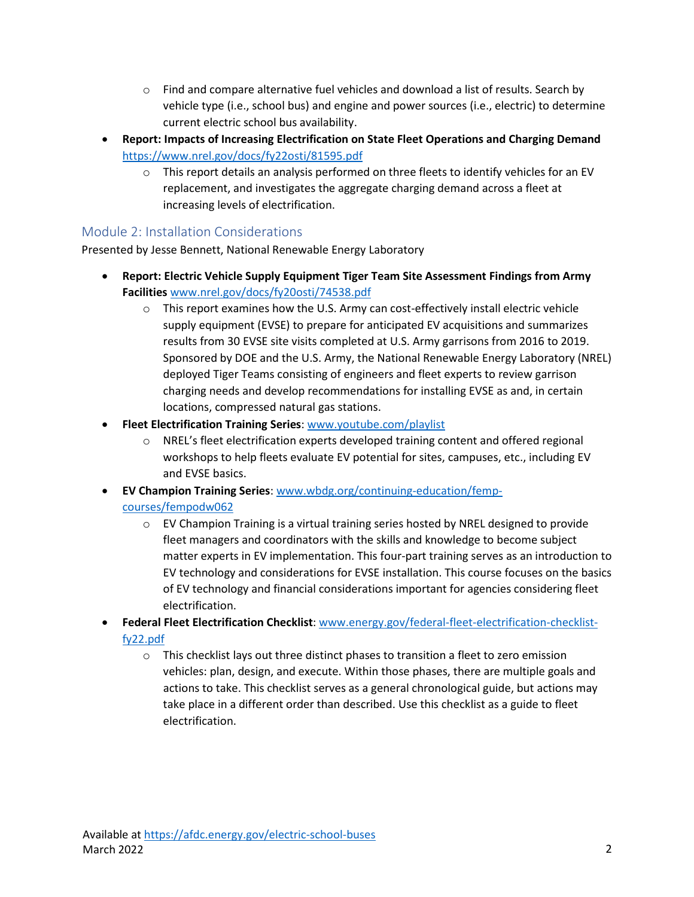- Find and compare alternative fuel vehicles and download a list of results. Search by vehicle type (i.e., school bus) and engine and power sources (i.e., electric) to determine current electric school bus availability.
- **Report: Impacts of Increasing Electrification on State Fleet Operations and Charging Demand** https://www.nrel.gov/docs/fy22osti/81595.pdf
    - This report details an analysis performed on three fleets to identify vehicles for an EV replacement, and investigates the aggregate charging demand across a fleet at increasing levels of electrification.

## Module 2: Installation Considerations

Presented by Jesse Bennett, National Renewable Energy Laboratory

- **Report: Electric Vehicle Supply Equipment Tiger Team Site Assessment Findings from Army Facilities** www.nrel.gov/docs/fy20osti/74538.pdf
    - This report examines how the U.S. Army can cost-effectively install electric vehicle supply equipment (EVSE) to prepare for anticipated EV acquisitions and summarizes results from 30 EVSE site visits completed at U.S. Army garrisons from 2016 to 2019. Sponsored by DOE and the U.S. Army, the National Renewable Energy Laboratory (NREL) deployed Tiger Teams consisting of engineers and fleet experts to review garrison charging needs and develop recommendations for installing EVSE as and, in certain locations, compressed natural gas stations.
- **Fleet Electrification Training Series**: www.youtube.com/playlist
    - NREL's fleet electrification experts developed training content and offered regional workshops to help fleets evaluate EV potential for sites, campuses, etc., including EV and EVSE basics.
- **EV Champion Training Series**: www.wbdg.org/continuing-education/femp-courses/fempodw062
    - EV Champion Training is a virtual training series hosted by NREL designed to provide fleet managers and coordinators with the skills and knowledge to become subject matter experts in EV implementation. This four-part training serves as an introduction to EV technology and considerations for EVSE installation. This course focuses on the basics of EV technology and financial considerations important for agencies considering fleet electrification.
- **Federal Fleet Electrification Checklist**: www.energy.gov/federal-fleet-electrification-checklist-fy22.pdf
    - This checklist lays out three distinct phases to transition a fleet to zero emission vehicles: plan, design, and execute. Within those phases, there are multiple goals and actions to take. This checklist serves as a general chronological guide, but actions may take place in a different order than described. Use this checklist as a guide to fleet electrification.